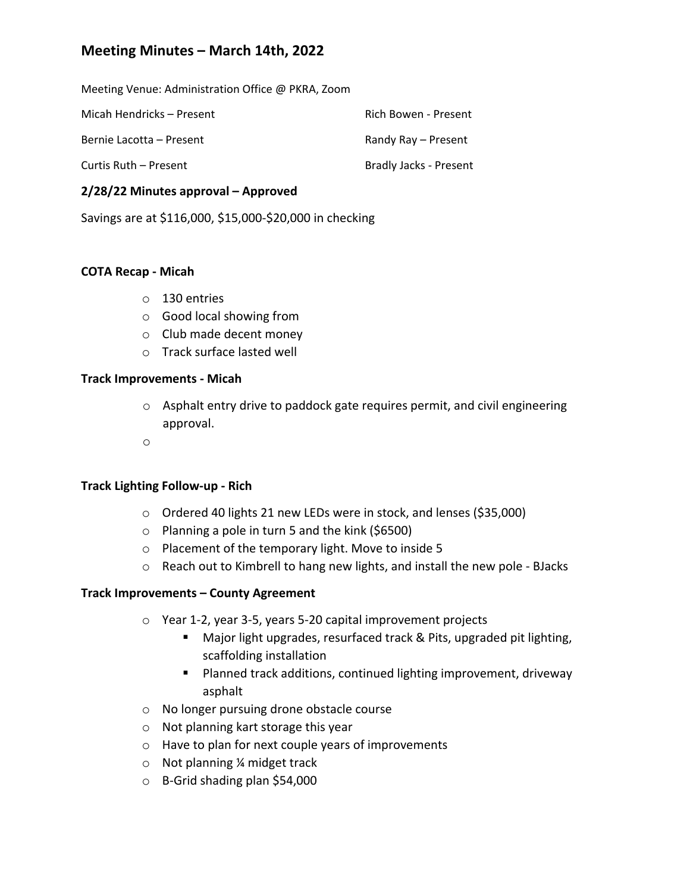# Meeting Minutes – March 14th, 2022

Meeting Venue: Administration Office @ PKRA, Zoom

Micah Hendricks – Present

Bernie Lacotta – Present

Curtis Ruth – Present

Rich Bowen - Present

Randy Ray – Present

Bradly Jacks - Present

**2/28/22 Minutes approval – Approved**

Savings are at $116,000, $15,000-$20,000 in checking

**COTA Recap - Micah**

- 130 entries
- Good local showing from
- Club made decent money
- Track surface lasted well

**Track Improvements - Micah**

- Asphalt entry drive to paddock gate requires permit, and civil engineering approval.
-

**Track Lighting Follow-up - Rich**

- Ordered 40 lights 21 new LEDs were in stock, and lenses ($35,000)
- Planning a pole in turn 5 and the kink ($6500)
- Placement of the temporary light. Move to inside 5
- Reach out to Kimbrell to hang new lights, and install the new pole - BJacks

**Track Improvements – County Agreement**

- Year 1-2, year 3-5, years 5-20 capital improvement projects
  - Major light upgrades, resurfaced track & Pits, upgraded pit lighting, scaffolding installation
  - Planned track additions, continued lighting improvement, driveway asphalt
- No longer pursuing drone obstacle course
- Not planning kart storage this year
- Have to plan for next couple years of improvements
- Not planning ¼ midget track
- B-Grid shading plan $54,000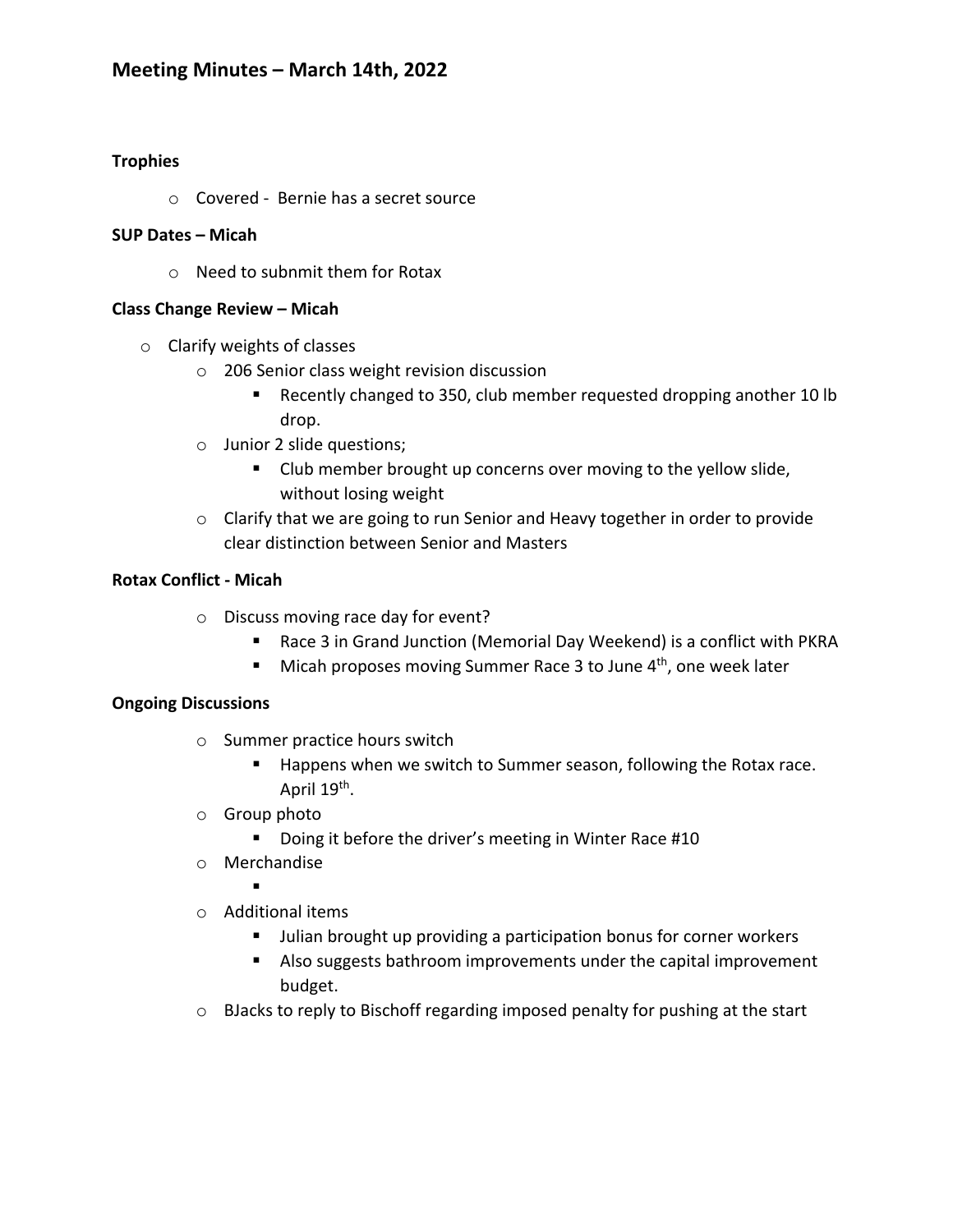# Meeting Minutes – March 14th, 2022

**Trophies**

- Covered - Bernie has a secret source

**SUP Dates – Micah**

- Need to subnmit them for Rotax

**Class Change Review – Micah**

- Clarify weights of classes
  - 206 Senior class weight revision discussion
    - Recently changed to 350, club member requested dropping another 10 lb drop.
  - Junior 2 slide questions;
    - Club member brought up concerns over moving to the yellow slide, without losing weight
  - Clarify that we are going to run Senior and Heavy together in order to provide clear distinction between Senior and Masters

**Rotax Conflict - Micah**

- Discuss moving race day for event?
  - Race 3 in Grand Junction (Memorial Day Weekend) is a conflict with PKRA
  - Micah proposes moving Summer Race 3 to June 4th, one week later

**Ongoing Discussions**

- Summer practice hours switch
  - Happens when we switch to Summer season, following the Rotax race. April 19th.
- Group photo
  - Doing it before the driver's meeting in Winter Race #10
- Merchandise
  - 
- Additional items
  - Julian brought up providing a participation bonus for corner workers
  - Also suggests bathroom improvements under the capital improvement budget.
- BJacks to reply to Bischoff regarding imposed penalty for pushing at the start